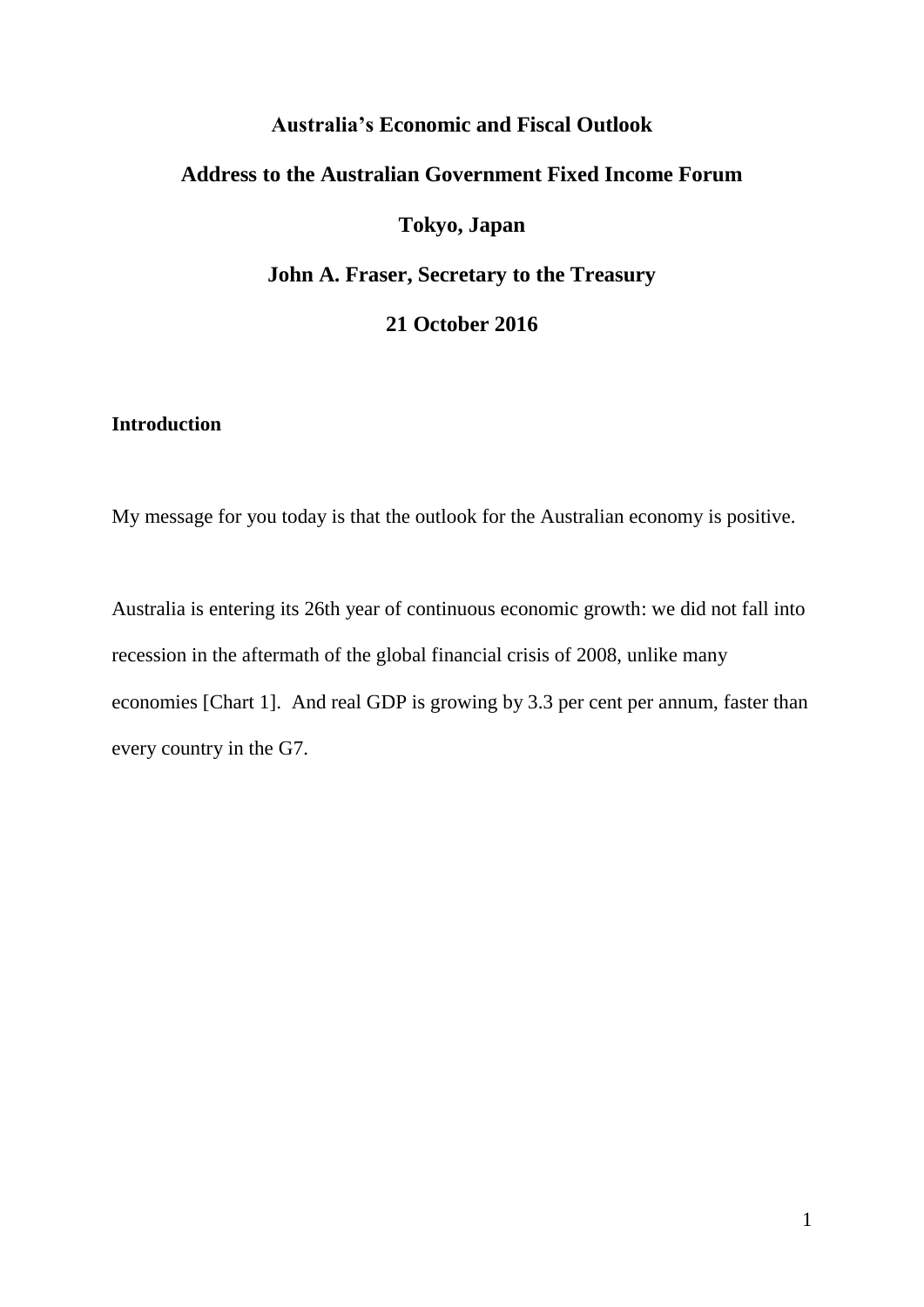# Australia's Economic and Fiscal Outlook

## Address to the Australian Government Fixed Income Forum

## Tokyo, Japan

## John A. Fraser, Secretary to the Treasury

## 21 October 2016

### Introduction

My message for you today is that the outlook for the Australian economy is positive.

Australia is entering its 26th year of continuous economic growth: we did not fall into recession in the aftermath of the global financial crisis of 2008, unlike many economies [Chart 1]. And real GDP is growing by 3.3 per cent per annum, faster than every country in the G7.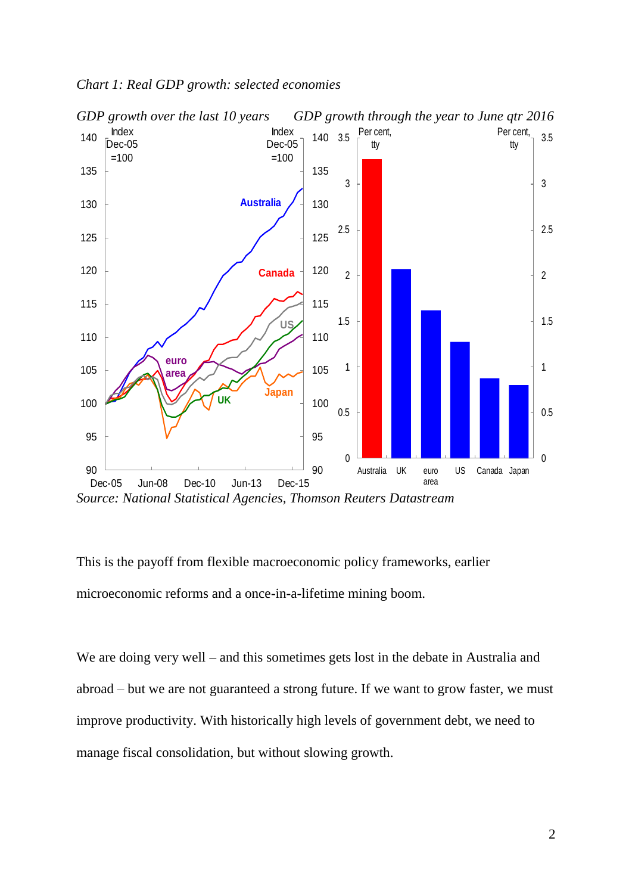*Chart 1: Real GDP growth: selected economies*

*GDP growth over the last 10 years* *GDP growth through the year to June qtr 2016*

*Source: National Statistical Agencies, Thomson Reuters Datastream*

This is the payoff from flexible macroeconomic policy frameworks, earlier microeconomic reforms and a once-in-a-lifetime mining boom.

We are doing very well – and this sometimes gets lost in the debate in Australia and abroad – but we are not guaranteed a strong future. If we want to grow faster, we must improve productivity. With historically high levels of government debt, we need to manage fiscal consolidation, but without slowing growth.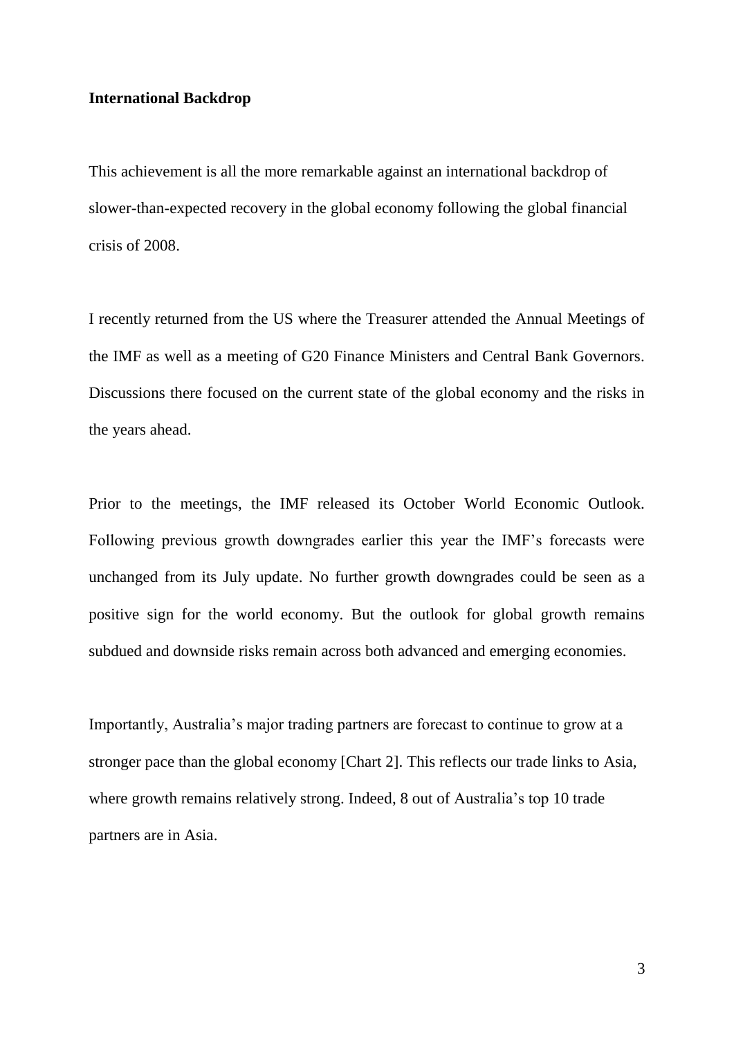**International Backdrop**

This achievement is all the more remarkable against an international backdrop of slower-than-expected recovery in the global economy following the global financial crisis of 2008.

I recently returned from the US where the Treasurer attended the Annual Meetings of the IMF as well as a meeting of G20 Finance Ministers and Central Bank Governors. Discussions there focused on the current state of the global economy and the risks in the years ahead.

Prior to the meetings, the IMF released its October World Economic Outlook. Following previous growth downgrades earlier this year the IMF's forecasts were unchanged from its July update. No further growth downgrades could be seen as a positive sign for the world economy. But the outlook for global growth remains subdued and downside risks remain across both advanced and emerging economies.

Importantly, Australia's major trading partners are forecast to continue to grow at a stronger pace than the global economy [Chart 2]. This reflects our trade links to Asia, where growth remains relatively strong. Indeed, 8 out of Australia's top 10 trade partners are in Asia.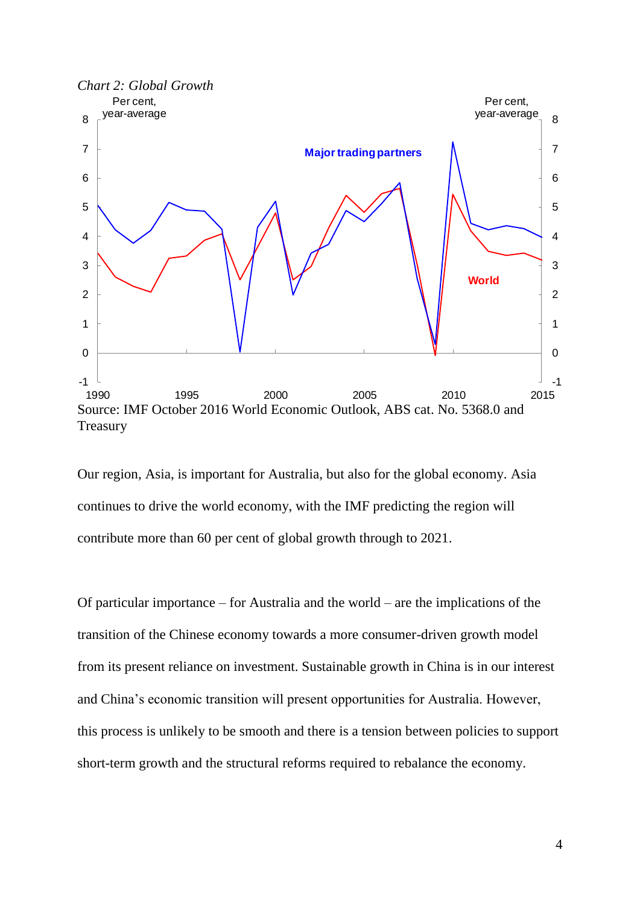*Chart 2: Global Growth*

Source: IMF October 2016 World Economic Outlook, ABS cat. No. 5368.0 and Treasury

Our region, Asia, is important for Australia, but also for the global economy. Asia continues to drive the world economy, with the IMF predicting the region will contribute more than 60 per cent of global growth through to 2021.

Of particular importance – for Australia and the world – are the implications of the transition of the Chinese economy towards a more consumer-driven growth model from its present reliance on investment. Sustainable growth in China is in our interest and China's economic transition will present opportunities for Australia. However, this process is unlikely to be smooth and there is a tension between policies to support short-term growth and the structural reforms required to rebalance the economy.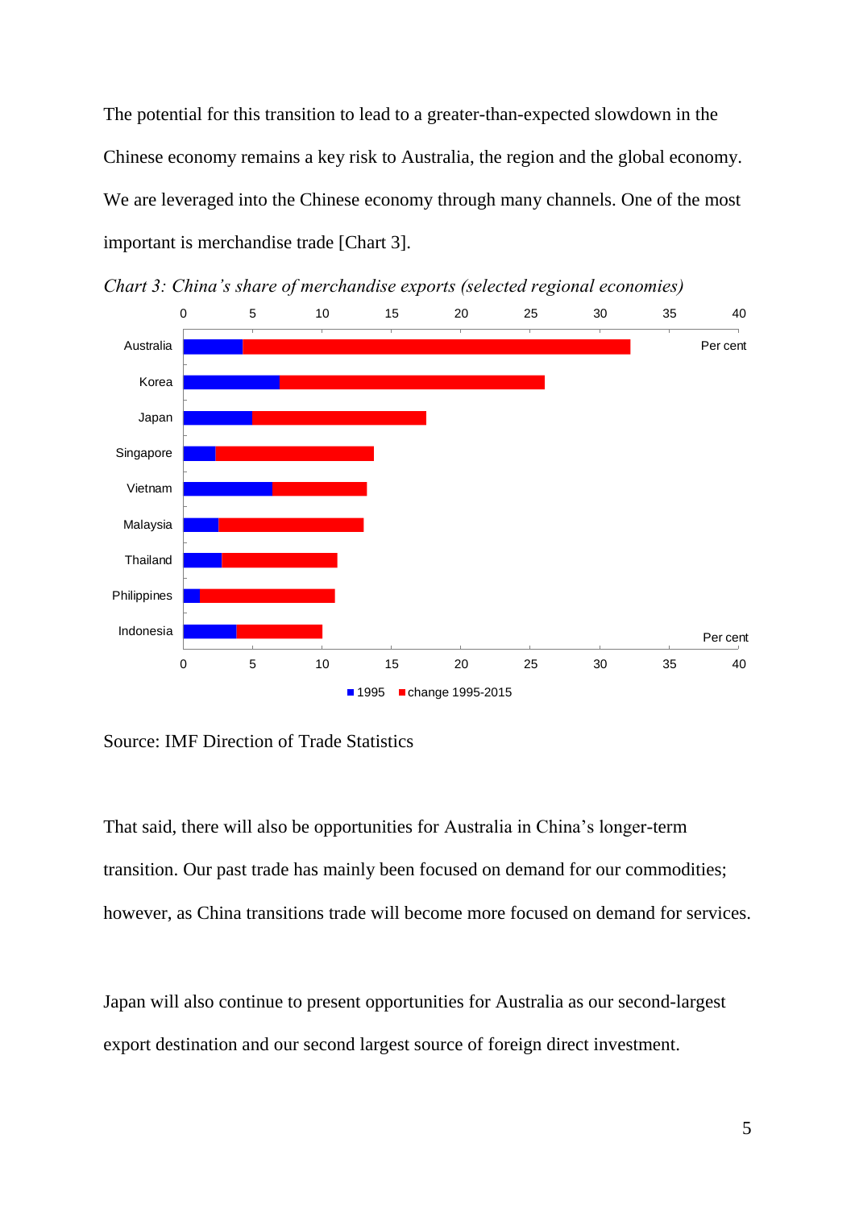The potential for this transition to lead to a greater-than-expected slowdown in the Chinese economy remains a key risk to Australia, the region and the global economy. We are leveraged into the Chinese economy through many channels. One of the most important is merchandise trade [Chart 3].

*Chart 3: China's share of merchandise exports (selected regional economies)*

Source: IMF Direction of Trade Statistics

That said, there will also be opportunities for Australia in China's longer-term transition. Our past trade has mainly been focused on demand for our commodities; however, as China transitions trade will become more focused on demand for services.

Japan will also continue to present opportunities for Australia as our second-largest export destination and our second largest source of foreign direct investment.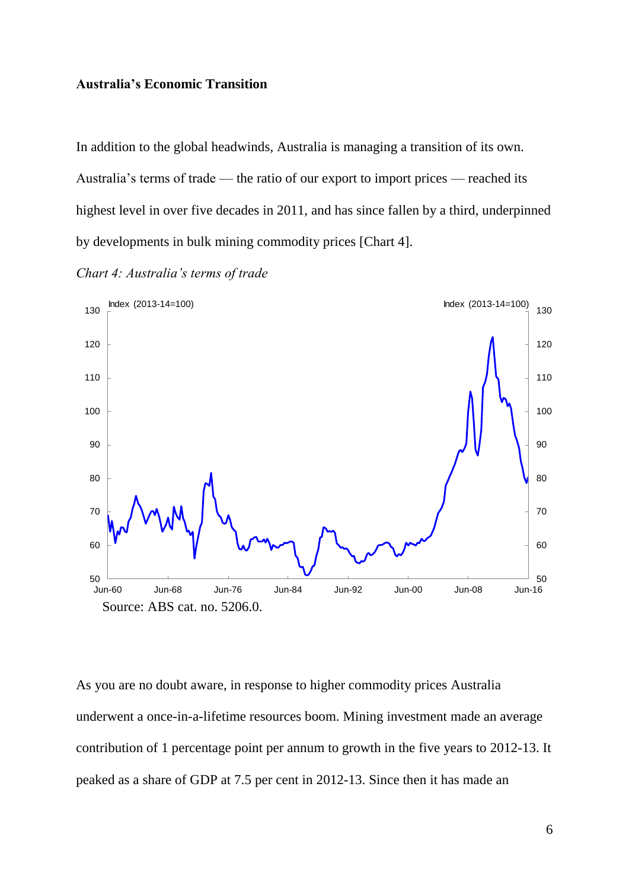**Australia's Economic Transition**

In addition to the global headwinds, Australia is managing a transition of its own. Australia's terms of trade — the ratio of our export to import prices — reached its highest level in over five decades in 2011, and has since fallen by a third, underpinned by developments in bulk mining commodity prices [Chart 4].

*Chart 4: Australia's terms of trade*

Source: ABS cat. no. 5206.0.

As you are no doubt aware, in response to higher commodity prices Australia underwent a once-in-a-lifetime resources boom. Mining investment made an average contribution of 1 percentage point per annum to growth in the five years to 2012-13. It peaked as a share of GDP at 7.5 per cent in 2012-13. Since then it has made an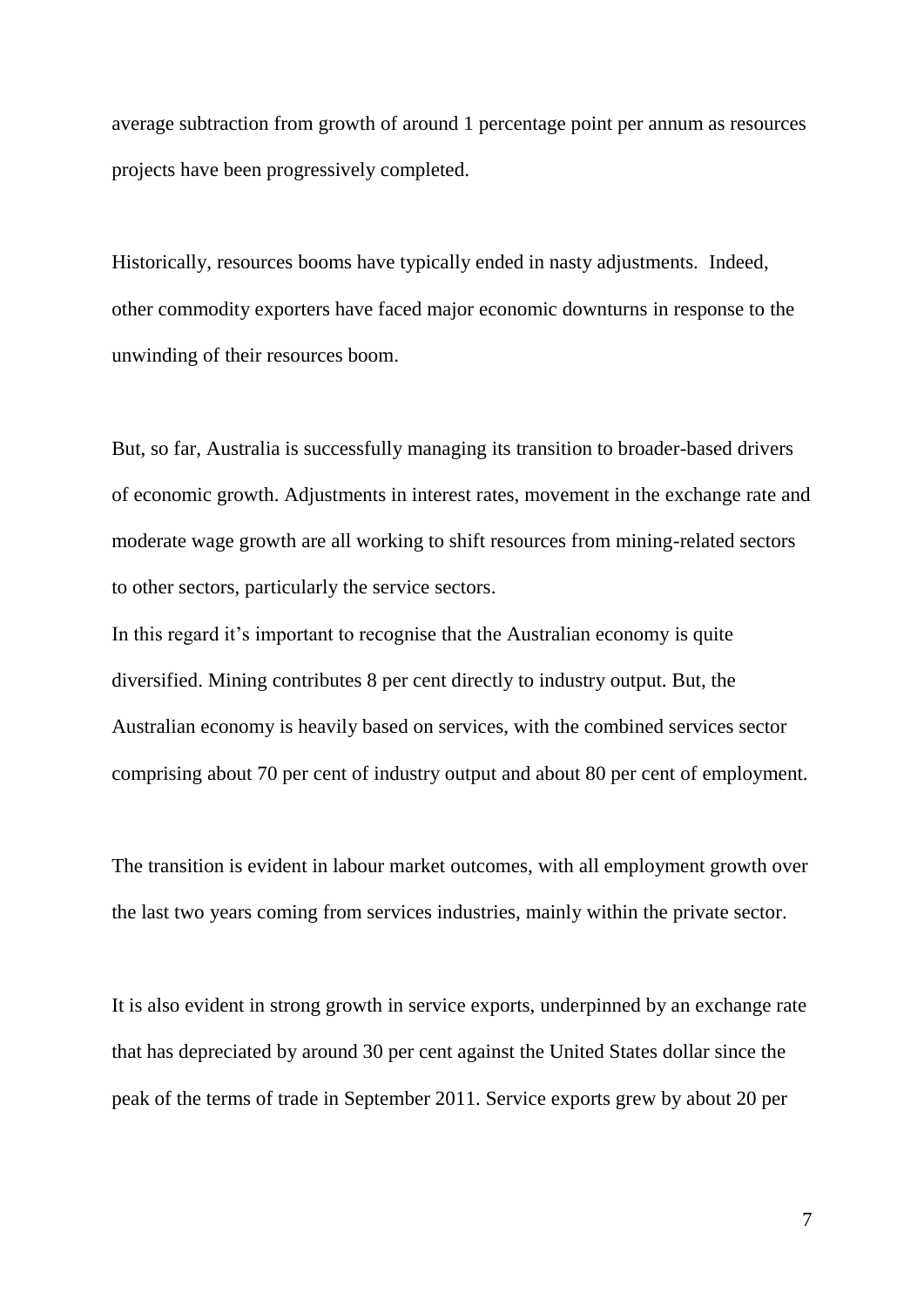average subtraction from growth of around 1 percentage point per annum as resources projects have been progressively completed.

Historically, resources booms have typically ended in nasty adjustments. Indeed, other commodity exporters have faced major economic downturns in response to the unwinding of their resources boom.

But, so far, Australia is successfully managing its transition to broader-based drivers of economic growth. Adjustments in interest rates, movement in the exchange rate and moderate wage growth are all working to shift resources from mining-related sectors to other sectors, particularly the service sectors.

In this regard it's important to recognise that the Australian economy is quite diversified. Mining contributes 8 per cent directly to industry output. But, the Australian economy is heavily based on services, with the combined services sector comprising about 70 per cent of industry output and about 80 per cent of employment.

The transition is evident in labour market outcomes, with all employment growth over the last two years coming from services industries, mainly within the private sector.

It is also evident in strong growth in service exports, underpinned by an exchange rate that has depreciated by around 30 per cent against the United States dollar since the peak of the terms of trade in September 2011. Service exports grew by about 20 per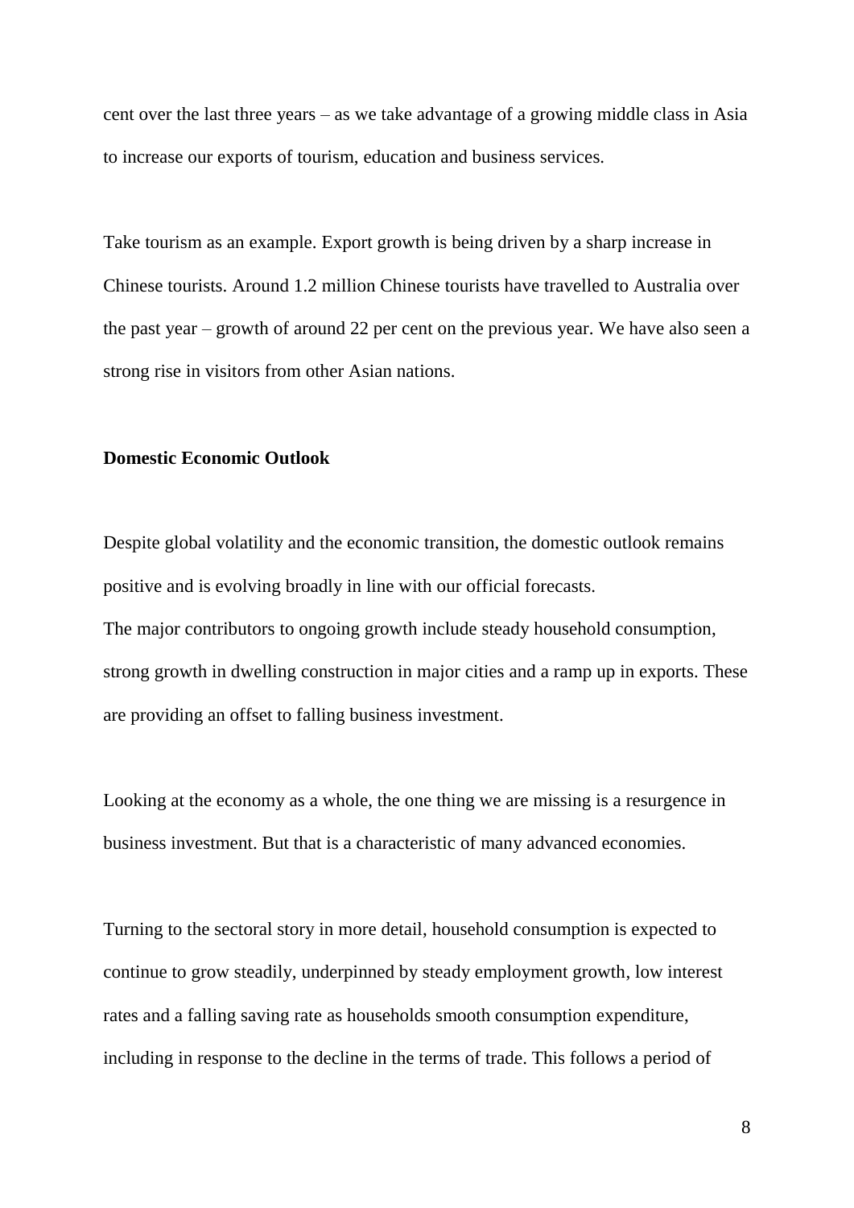cent over the last three years – as we take advantage of a growing middle class in Asia to increase our exports of tourism, education and business services.

Take tourism as an example. Export growth is being driven by a sharp increase in Chinese tourists. Around 1.2 million Chinese tourists have travelled to Australia over the past year – growth of around 22 per cent on the previous year. We have also seen a strong rise in visitors from other Asian nations.

**Domestic Economic Outlook**

Despite global volatility and the economic transition, the domestic outlook remains positive and is evolving broadly in line with our official forecasts.

The major contributors to ongoing growth include steady household consumption, strong growth in dwelling construction in major cities and a ramp up in exports. These are providing an offset to falling business investment.

Looking at the economy as a whole, the one thing we are missing is a resurgence in business investment. But that is a characteristic of many advanced economies.

Turning to the sectoral story in more detail, household consumption is expected to continue to grow steadily, underpinned by steady employment growth, low interest rates and a falling saving rate as households smooth consumption expenditure, including in response to the decline in the terms of trade. This follows a period of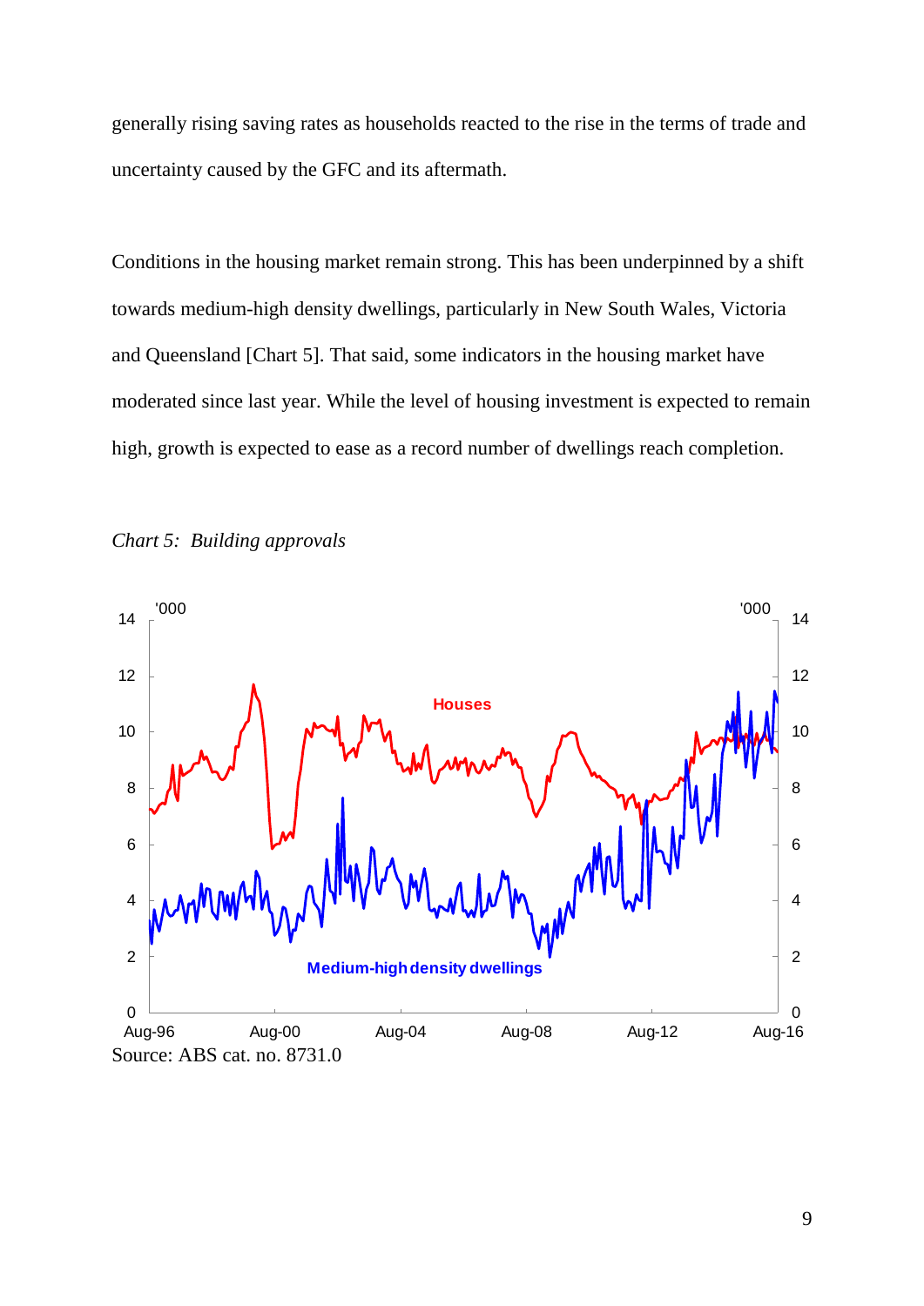generally rising saving rates as households reacted to the rise in the terms of trade and uncertainty caused by the GFC and its aftermath.

Conditions in the housing market remain strong. This has been underpinned by a shift towards medium-high density dwellings, particularly in New South Wales, Victoria and Queensland [Chart 5]. That said, some indicators in the housing market have moderated since last year. While the level of housing investment is expected to remain high, growth is expected to ease as a record number of dwellings reach completion.

*Chart 5: Building approvals*

Source: ABS cat. no. 8731.0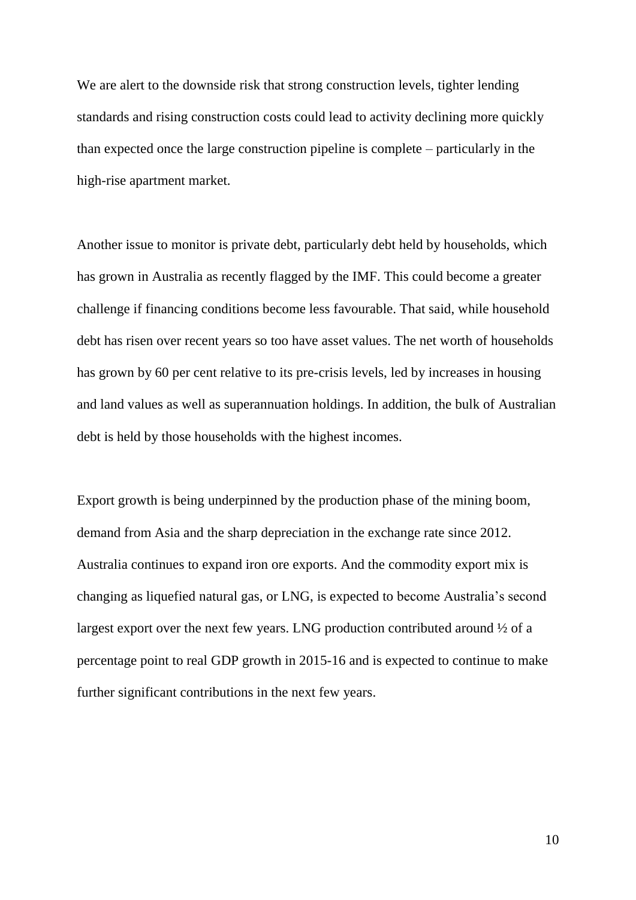We are alert to the downside risk that strong construction levels, tighter lending standards and rising construction costs could lead to activity declining more quickly than expected once the large construction pipeline is complete – particularly in the high-rise apartment market.

Another issue to monitor is private debt, particularly debt held by households, which has grown in Australia as recently flagged by the IMF. This could become a greater challenge if financing conditions become less favourable. That said, while household debt has risen over recent years so too have asset values. The net worth of households has grown by 60 per cent relative to its pre-crisis levels, led by increases in housing and land values as well as superannuation holdings. In addition, the bulk of Australian debt is held by those households with the highest incomes.

Export growth is being underpinned by the production phase of the mining boom, demand from Asia and the sharp depreciation in the exchange rate since 2012. Australia continues to expand iron ore exports. And the commodity export mix is changing as liquefied natural gas, or LNG, is expected to become Australia's second largest export over the next few years. LNG production contributed around ½ of a percentage point to real GDP growth in 2015-16 and is expected to continue to make further significant contributions in the next few years.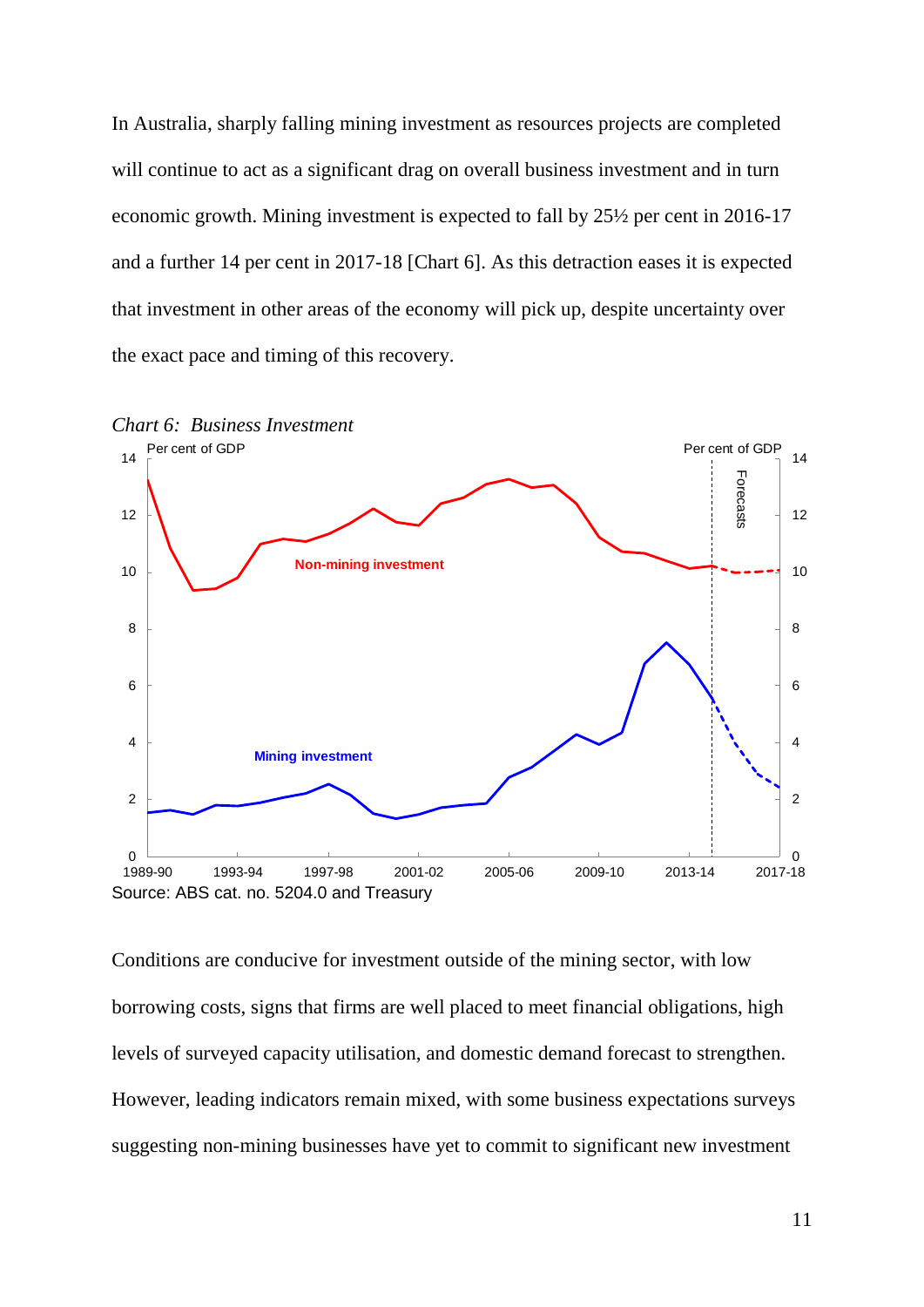In Australia, sharply falling mining investment as resources projects are completed will continue to act as a significant drag on overall business investment and in turn economic growth. Mining investment is expected to fall by 25½ per cent in 2016-17 and a further 14 per cent in 2017-18 [Chart 6]. As this detraction eases it is expected that investment in other areas of the economy will pick up, despite uncertainty over the exact pace and timing of this recovery.

*Chart 6: Business Investment*

Source: ABS cat. no. 5204.0 and Treasury

Conditions are conducive for investment outside of the mining sector, with low borrowing costs, signs that firms are well placed to meet financial obligations, high levels of surveyed capacity utilisation, and domestic demand forecast to strengthen. However, leading indicators remain mixed, with some business expectations surveys suggesting non-mining businesses have yet to commit to significant new investment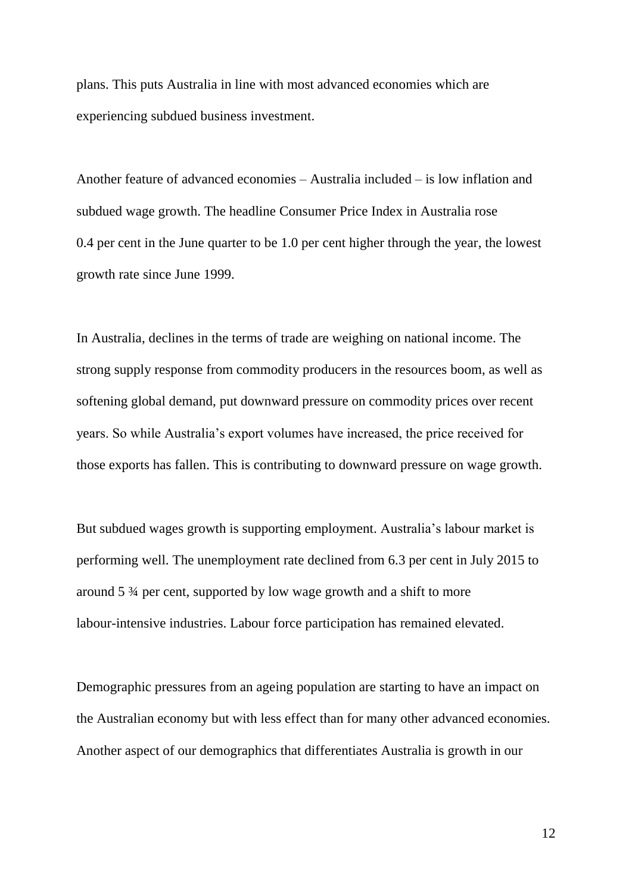plans. This puts Australia in line with most advanced economies which are experiencing subdued business investment.

Another feature of advanced economies – Australia included – is low inflation and subdued wage growth. The headline Consumer Price Index in Australia rose 0.4 per cent in the June quarter to be 1.0 per cent higher through the year, the lowest growth rate since June 1999.

In Australia, declines in the terms of trade are weighing on national income. The strong supply response from commodity producers in the resources boom, as well as softening global demand, put downward pressure on commodity prices over recent years. So while Australia's export volumes have increased, the price received for those exports has fallen. This is contributing to downward pressure on wage growth.

But subdued wages growth is supporting employment. Australia's labour market is performing well. The unemployment rate declined from 6.3 per cent in July 2015 to around 5 ¾ per cent, supported by low wage growth and a shift to more labour-intensive industries. Labour force participation has remained elevated.

Demographic pressures from an ageing population are starting to have an impact on the Australian economy but with less effect than for many other advanced economies. Another aspect of our demographics that differentiates Australia is growth in our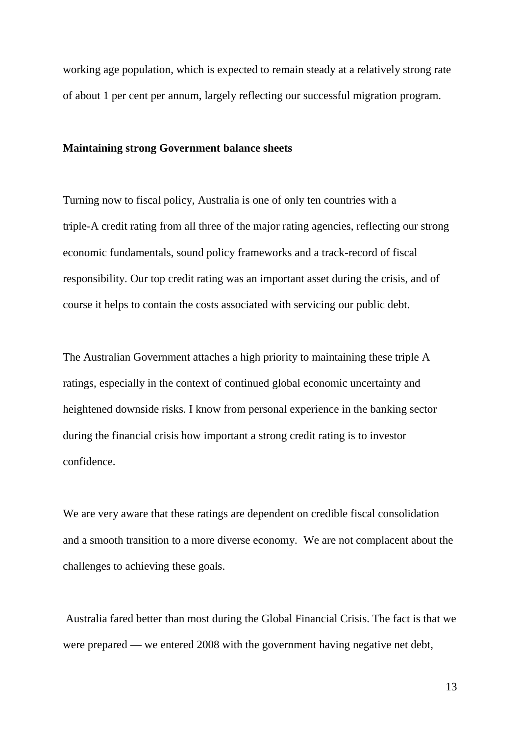working age population, which is expected to remain steady at a relatively strong rate of about 1 per cent per annum, largely reflecting our successful migration program.

**Maintaining strong Government balance sheets**

Turning now to fiscal policy, Australia is one of only ten countries with a triple-A credit rating from all three of the major rating agencies, reflecting our strong economic fundamentals, sound policy frameworks and a track-record of fiscal responsibility. Our top credit rating was an important asset during the crisis, and of course it helps to contain the costs associated with servicing our public debt.

The Australian Government attaches a high priority to maintaining these triple A ratings, especially in the context of continued global economic uncertainty and heightened downside risks. I know from personal experience in the banking sector during the financial crisis how important a strong credit rating is to investor confidence.

We are very aware that these ratings are dependent on credible fiscal consolidation and a smooth transition to a more diverse economy. We are not complacent about the challenges to achieving these goals.

Australia fared better than most during the Global Financial Crisis. The fact is that we were prepared — we entered 2008 with the government having negative net debt,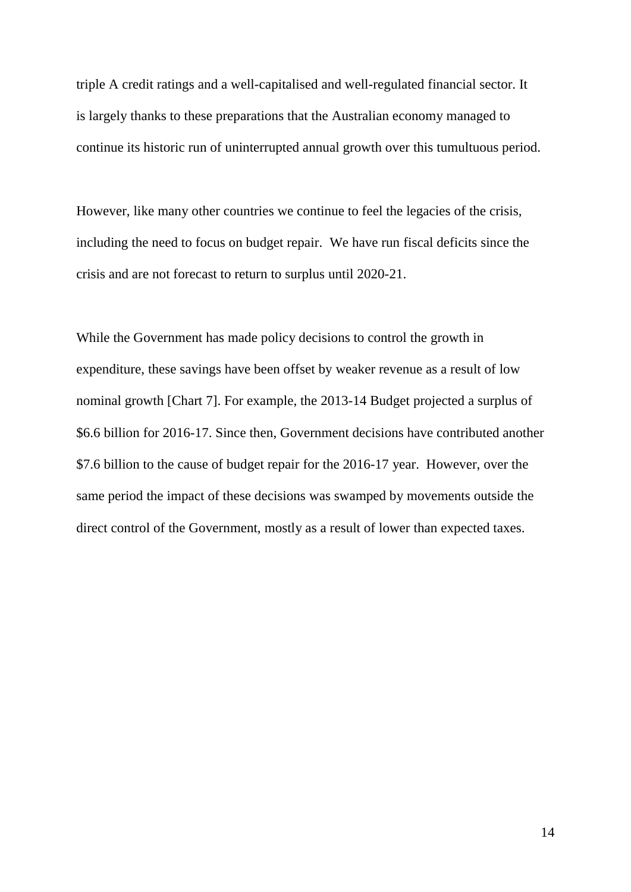triple A credit ratings and a well-capitalised and well-regulated financial sector. It is largely thanks to these preparations that the Australian economy managed to continue its historic run of uninterrupted annual growth over this tumultuous period.

However, like many other countries we continue to feel the legacies of the crisis, including the need to focus on budget repair. We have run fiscal deficits since the crisis and are not forecast to return to surplus until 2020-21.

While the Government has made policy decisions to control the growth in expenditure, these savings have been offset by weaker revenue as a result of low nominal growth [Chart 7]. For example, the 2013-14 Budget projected a surplus of $6.6 billion for 2016-17. Since then, Government decisions have contributed another $7.6 billion to the cause of budget repair for the 2016-17 year. However, over the same period the impact of these decisions was swamped by movements outside the direct control of the Government, mostly as a result of lower than expected taxes.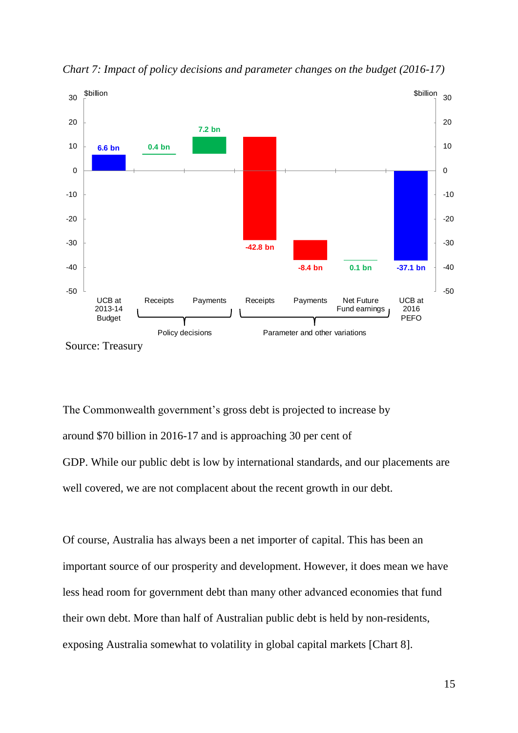*Chart 7: Impact of policy decisions and parameter changes on the budget (2016-17)*

Source: Treasury

The Commonwealth government's gross debt is projected to increase by around $70 billion in 2016-17 and is approaching 30 per cent of GDP. While our public debt is low by international standards, and our placements are well covered, we are not complacent about the recent growth in our debt.

Of course, Australia has always been a net importer of capital. This has been an important source of our prosperity and development. However, it does mean we have less head room for government debt than many other advanced economies that fund their own debt. More than half of Australian public debt is held by non-residents, exposing Australia somewhat to volatility in global capital markets [Chart 8].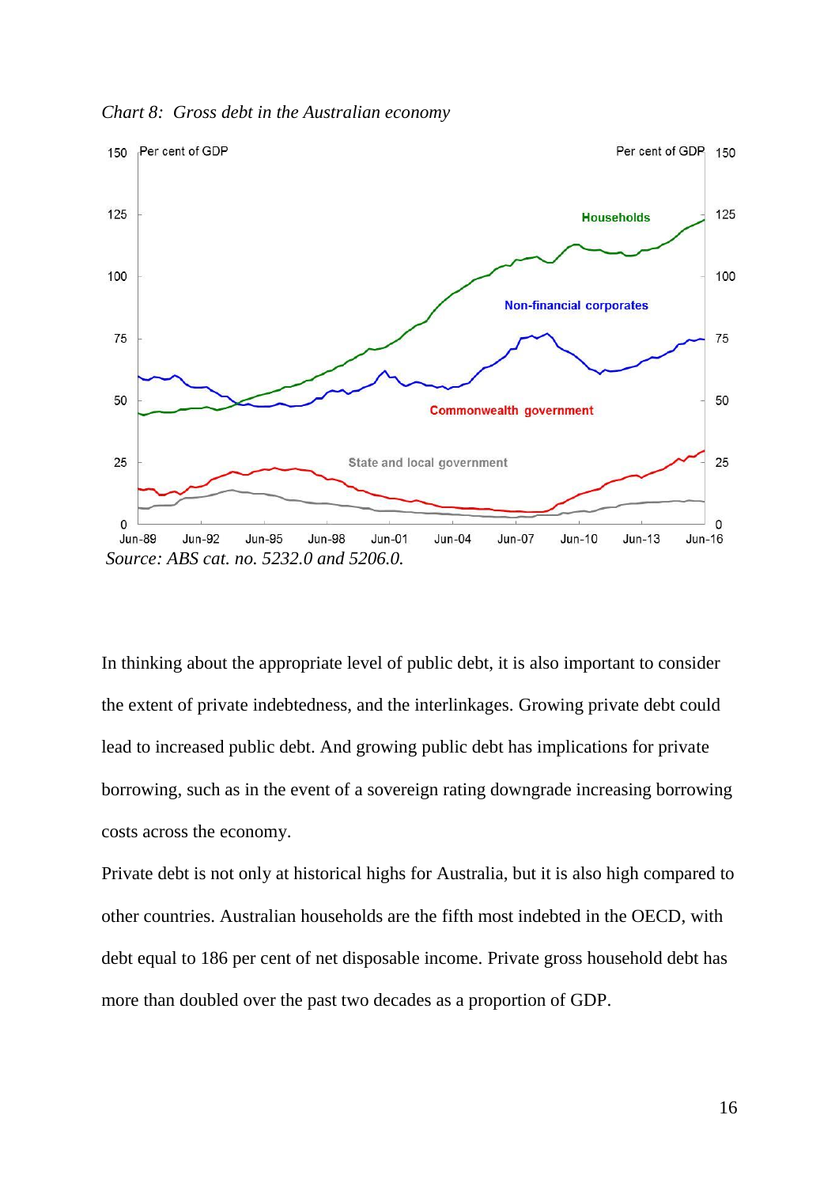*Chart 8: Gross debt in the Australian economy*

*Source: ABS cat. no. 5232.0 and 5206.0.*

In thinking about the appropriate level of public debt, it is also important to consider the extent of private indebtedness, and the interlinkages. Growing private debt could lead to increased public debt. And growing public debt has implications for private borrowing, such as in the event of a sovereign rating downgrade increasing borrowing costs across the economy.

Private debt is not only at historical highs for Australia, but it is also high compared to other countries. Australian households are the fifth most indebted in the OECD, with debt equal to 186 per cent of net disposable income. Private gross household debt has more than doubled over the past two decades as a proportion of GDP.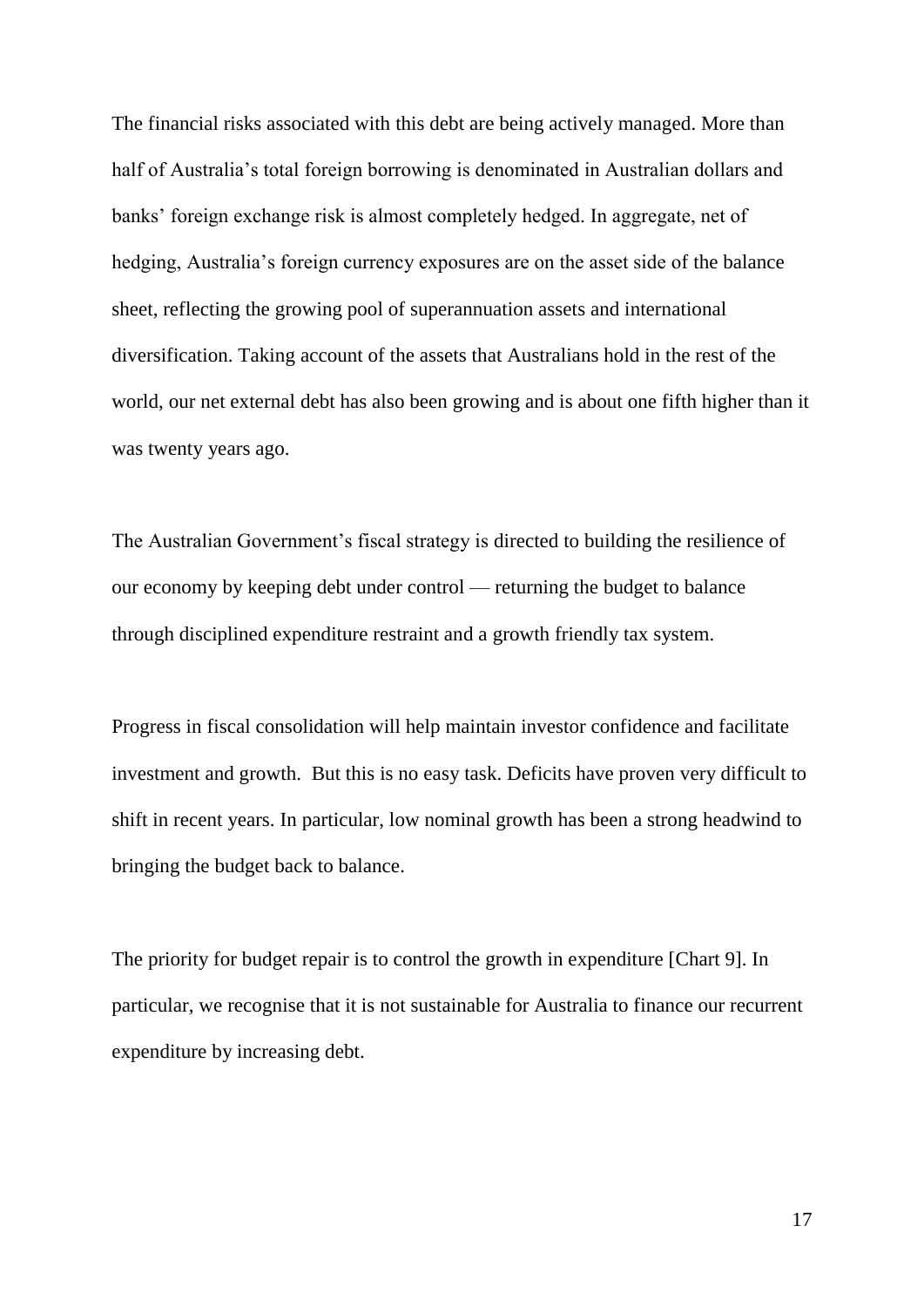The financial risks associated with this debt are being actively managed. More than half of Australia's total foreign borrowing is denominated in Australian dollars and banks' foreign exchange risk is almost completely hedged. In aggregate, net of hedging, Australia's foreign currency exposures are on the asset side of the balance sheet, reflecting the growing pool of superannuation assets and international diversification. Taking account of the assets that Australians hold in the rest of the world, our net external debt has also been growing and is about one fifth higher than it was twenty years ago.

The Australian Government's fiscal strategy is directed to building the resilience of our economy by keeping debt under control — returning the budget to balance through disciplined expenditure restraint and a growth friendly tax system.

Progress in fiscal consolidation will help maintain investor confidence and facilitate investment and growth. But this is no easy task. Deficits have proven very difficult to shift in recent years. In particular, low nominal growth has been a strong headwind to bringing the budget back to balance.

The priority for budget repair is to control the growth in expenditure [Chart 9]. In particular, we recognise that it is not sustainable for Australia to finance our recurrent expenditure by increasing debt.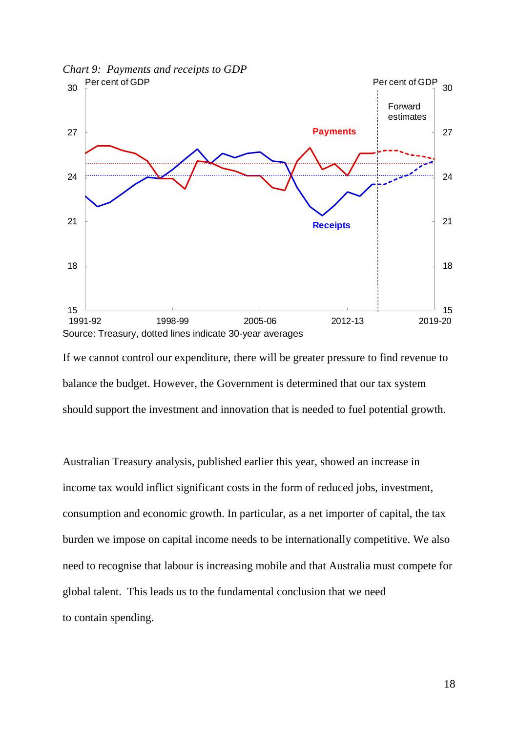*Chart 9: Payments and receipts to GDP*

Source: Treasury, dotted lines indicate 30-year averages

If we cannot control our expenditure, there will be greater pressure to find revenue to balance the budget. However, the Government is determined that our tax system should support the investment and innovation that is needed to fuel potential growth.

Australian Treasury analysis, published earlier this year, showed an increase in income tax would inflict significant costs in the form of reduced jobs, investment, consumption and economic growth. In particular, as a net importer of capital, the tax burden we impose on capital income needs to be internationally competitive. We also need to recognise that labour is increasing mobile and that Australia must compete for global talent. This leads us to the fundamental conclusion that we need to contain spending.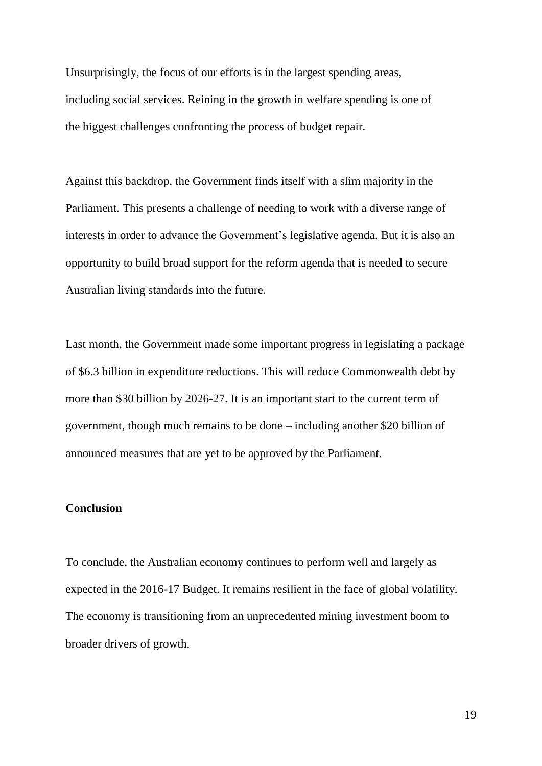Unsurprisingly, the focus of our efforts is in the largest spending areas, including social services. Reining in the growth in welfare spending is one of the biggest challenges confronting the process of budget repair.

Against this backdrop, the Government finds itself with a slim majority in the Parliament. This presents a challenge of needing to work with a diverse range of interests in order to advance the Government's legislative agenda. But it is also an opportunity to build broad support for the reform agenda that is needed to secure Australian living standards into the future.

Last month, the Government made some important progress in legislating a package of $6.3 billion in expenditure reductions. This will reduce Commonwealth debt by more than $30 billion by 2026-27. It is an important start to the current term of government, though much remains to be done – including another $20 billion of announced measures that are yet to be approved by the Parliament.

## Conclusion

To conclude, the Australian economy continues to perform well and largely as expected in the 2016-17 Budget. It remains resilient in the face of global volatility. The economy is transitioning from an unprecedented mining investment boom to broader drivers of growth.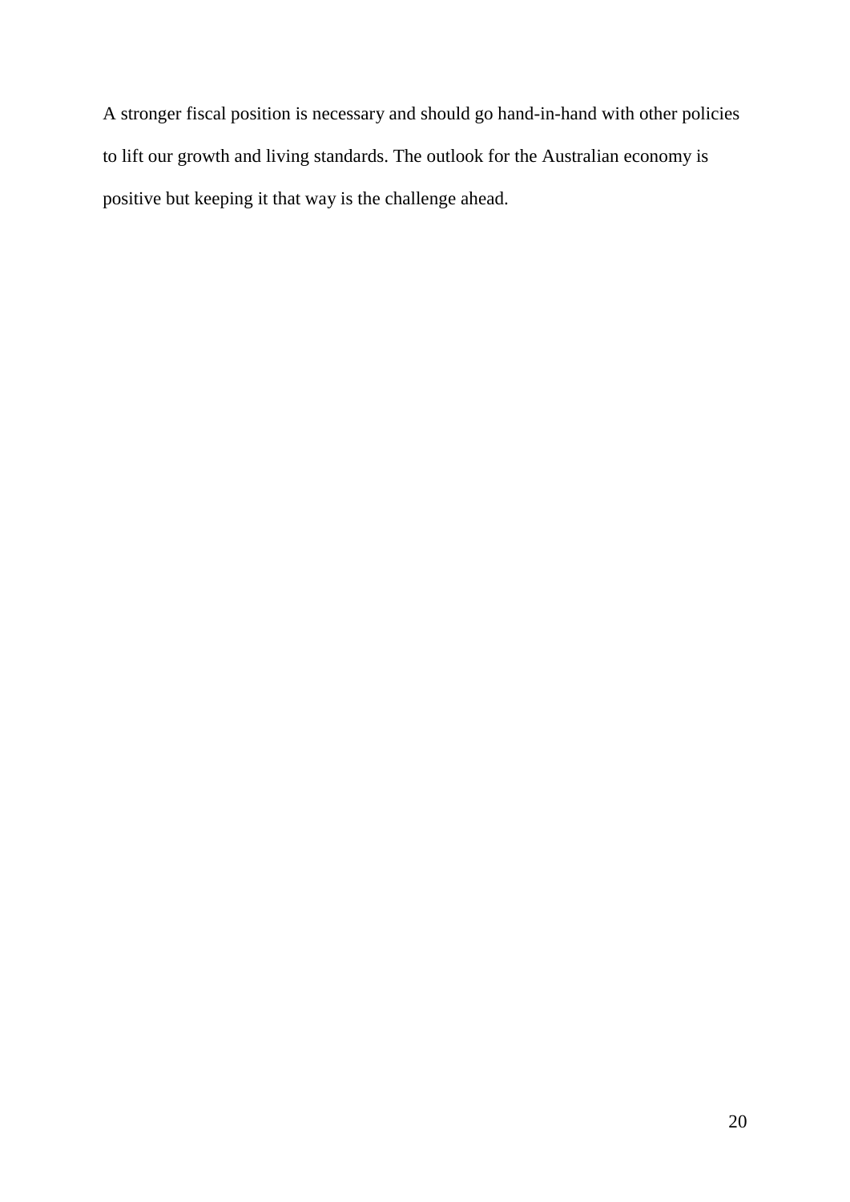A stronger fiscal position is necessary and should go hand-in-hand with other policies to lift our growth and living standards. The outlook for the Australian economy is positive but keeping it that way is the challenge ahead.